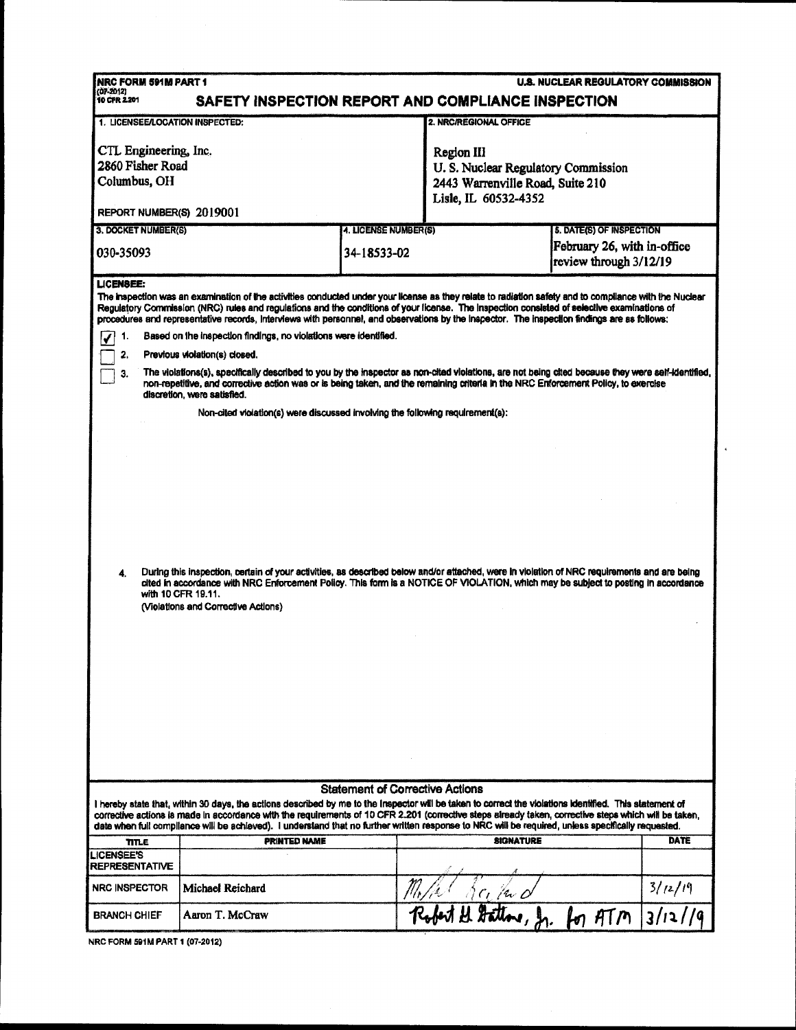NRC FORM 591M PART 1
(07-2012)
10 CFR 2.201

U.S. NUCLEAR REGULATORY COMMISSION

# SAFETY INSPECTION REPORT AND COMPLIANCE INSPECTION

| 1. LICENSEE/LOCATION INSPECTED: | 2. NRC/REGIONAL OFFICE |
|---|---|
| CTL Engineering, Inc.<br>2860 Fisher Road<br>Columbus, OH<br><br>REPORT NUMBER(S) 2019001 | Region III<br>U. S. Nuclear Regulatory Commission<br>2443 Warrenville Road, Suite 210<br>Lisle, IL 60532-4352 |

| 3. DOCKET NUMBER(S) | 4. LICENSE NUMBER(S) | 5. DATE(S) OF INSPECTION |
|---|---|---|
| 030-35093 | 34-18533-02 | February 26, with in-office review through 3/12/19 |

**LICENSEE:**

The inspection was an examination of the activities conducted under your license as they relate to radiation safety and to compliance with the Nuclear Regulatory Commission (NRC) rules and regulations and the conditions of your license. The inspection consisted of selective examinations of procedures and representative records, interviews with personnel, and observations by the inspector. The inspection findings are as follows:

- [x] 1. Based on the inspection findings, no violations were identified.
- [ ] 2. Previous violation(s) closed.
- [ ] 3. The violations(s), specifically described to you by the inspector as non-cited violations, are not being cited because they were self-identified, non-repetitive, and corrective action was or is being taken, and the remaining criteria in the NRC Enforcement Policy, to exercise discretion, were satisfied.

Non-cited violation(s) were discussed involving the following requirement(s):

4. During this inspection, certain of your activities, as described below and/or attached, were in violation of NRC requirements and are being cited in accordance with NRC Enforcement Policy. This form is a NOTICE OF VIOLATION, which may be subject to posting in accordance with 10 CFR 19.11.

(Violations and Corrective Actions)

## Statement of Corrective Actions

I hereby state that, within 30 days, the actions described by me to the inspector will be taken to correct the violations identified. This statement of corrective actions is made in accordance with the requirements of 10 CFR 2.201 (corrective steps already taken, corrective steps which will be taken, date when full compliance will be achieved). I understand that no further written response to NRC will be required, unless specifically requested.

| TITLE | PRINTED NAME | SIGNATURE | DATE |
|---|---|---|---|
| LICENSEE'S REPRESENTATIVE | | | |
| NRC INSPECTOR | Michael Reichard | Michael Reichard | 3/12/19 |
| BRANCH CHIEF | Aaron T. McCraw | Robert H. Gattone, Jr. for ATM | 3/12/19 |

NRC FORM 591M PART 1 (07-2012)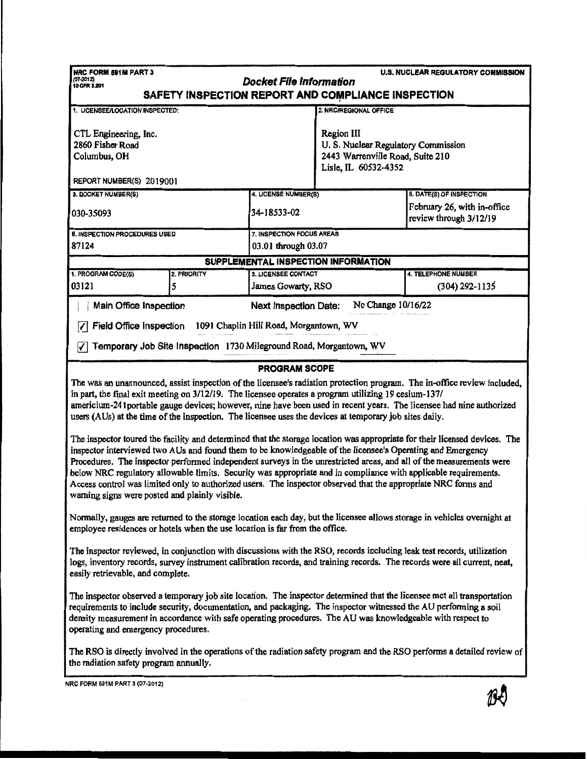NRC FORM 591M PART 3
(07-2012)
10 CFR 2.201

**U.S. NUCLEAR REGULATORY COMMISSION**

***Docket File Information***

# SAFETY INSPECTION REPORT AND COMPLIANCE INSPECTION

| 1. LICENSEE/LOCATION INSPECTED: | 2. NRC/REGIONAL OFFICE |
|---|---|
| CTL Engineering, Inc.<br>2860 Fisher Road<br>Columbus, OH<br><br>REPORT NUMBER(S) 2019001 | Region III<br>U. S. Nuclear Regulatory Commission<br>2443 Warrenville Road, Suite 210<br>Lisle, IL 60532-4352 |

| 3. DOCKET NUMBER(S) | 4. LICENSE NUMBER(S) | 5. DATE(S) OF INSPECTION |
|---|---|---|
| 030-35093 | 34-18533-02 | February 26, with in-office review through 3/12/19 |

| 6. INSPECTION PROCEDURES USED | 7. INSPECTION FOCUS AREAS |
|---|---|
| 87124 | 03.01 through 03.07 |

## SUPPLEMENTAL INSPECTION INFORMATION

| 1. PROGRAM CODE(S) | 2. PRIORITY | 3. LICENSEE CONTACT | 4. TELEPHONE NUMBER |
|---|---|---|---|
| 03121 | 5 | James Gowarty, RSO | (304) 292-1135 |

☐ Main Office Inspection  Next Inspection Date: No Change 10/16/22

☑ Field Office Inspection 1091 Chaplin Hill Road, Morgantown, WV

☑ Temporary Job Site Inspection 1730 Mileground Road, Morgantown, WV

## PROGRAM SCOPE

The was an unannounced, assist inspection of the licensee's radiation protection program. The in-office review included, in part, the final exit meeting on 3/12/19. The licensee operates a program utilizing 19 cesium-137/ americium-241portable gauge devices; however, nine have been used in recent years. The licensee had nine authorized users (AUs) at the time of the inspection. The licensee uses the devices at temporary job sites daily.

The inspector toured the facility and determined that the storage location was appropriate for their licensed devices. The inspector interviewed two AUs and found them to be knowledgeable of the licensee's Operating and Emergency Procedures. The inspector performed independent surveys in the unrestricted areas, and all of the measurements were below NRC regulatory allowable limits. Security was appropriate and in compliance with applicable requirements. Access control was limited only to authorized users. The inspector observed that the appropriate NRC forms and warning signs were posted and plainly visible.

Normally, gauges are returned to the storage location each day, but the licensee allows storage in vehicles overnight at employee residences or hotels when the use location is far from the office.

The inspector reviewed, in conjunction with discussions with the RSO, records including leak test records, utilization logs, inventory records, survey instrument calibration records, and training records. The records were all current, neat, easily retrievable, and complete.

The inspector observed a temporary job site location. The inspector determined that the licensee met all transportation requirements to include security, documentation, and packaging. The inspector witnessed the AU performing a soil density measurement in accordance with safe operating procedures. The AU was knowledgeable with respect to operating and emergency procedures.

The RSO is directly involved in the operations of the radiation safety program and the RSO performs a detailed review of the radiation safety program annually.

NRC FORM 591M PART 3 (07-2012)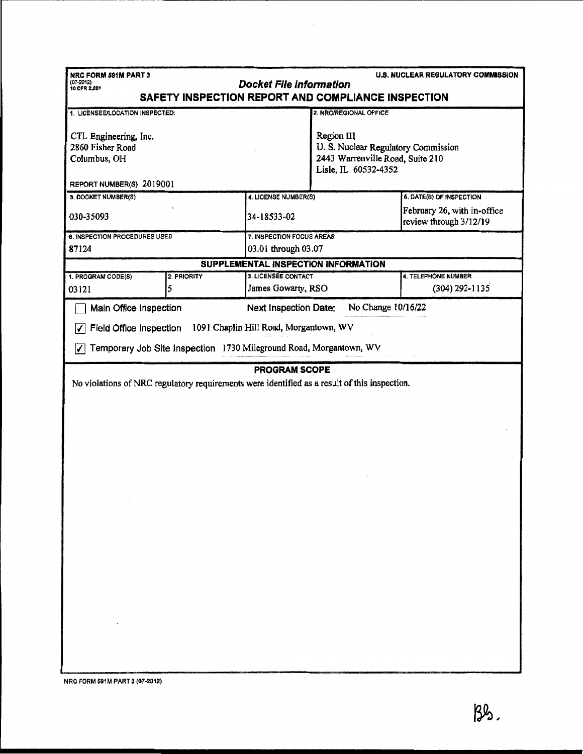NRC FORM 591M PART 3
(07-2012)
10 CFR 2.201

U.S. NUCLEAR REGULATORY COMMISSION

*Docket File Information*

## SAFETY INSPECTION REPORT AND COMPLIANCE INSPECTION

| 1. LICENSEE/LOCATION INSPECTED: | 2. NRC/REGIONAL OFFICE |
|---|---|
| CTL Engineering, Inc.<br>2860 Fisher Road<br>Columbus, OH<br><br>REPORT NUMBER(S) 2019001 | Region III<br>U. S. Nuclear Regulatory Commission<br>2443 Warrenville Road, Suite 210<br>Lisle, IL 60532-4352 |

| 3. DOCKET NUMBER(S) | 4. LICENSE NUMBER(S) | 5. DATE(S) OF INSPECTION |
|---|---|---|
| 030-35093 | 34-18533-02 | February 26, with in-office review through 3/12/19 |

| 6. INSPECTION PROCEDURES USED | 7. INSPECTION FOCUS AREAS |
|---|---|
| 87124 | 03.01 through 03.07 |

### SUPPLEMENTAL INSPECTION INFORMATION

| 1. PROGRAM CODE(S) | 2. PRIORITY | 3. LICENSEE CONTACT | 4. TELEPHONE NUMBER |
|---|---|---|---|
| 03121 | 5 | James Gowarty, RSO | (304) 292-1135 |

☐ Main Office Inspection    Next Inspection Date: No Change 10/16/22

☑ Field Office Inspection 1091 Chaplin Hill Road, Morgantown, WV

☑ Temporary Job Site Inspection 1730 Mileground Road, Morgantown, WV

### PROGRAM SCOPE

No violations of NRC regulatory requirements were identified as a result of this inspection.

NRC FORM 591M PART 3 (07-2012)

BB.